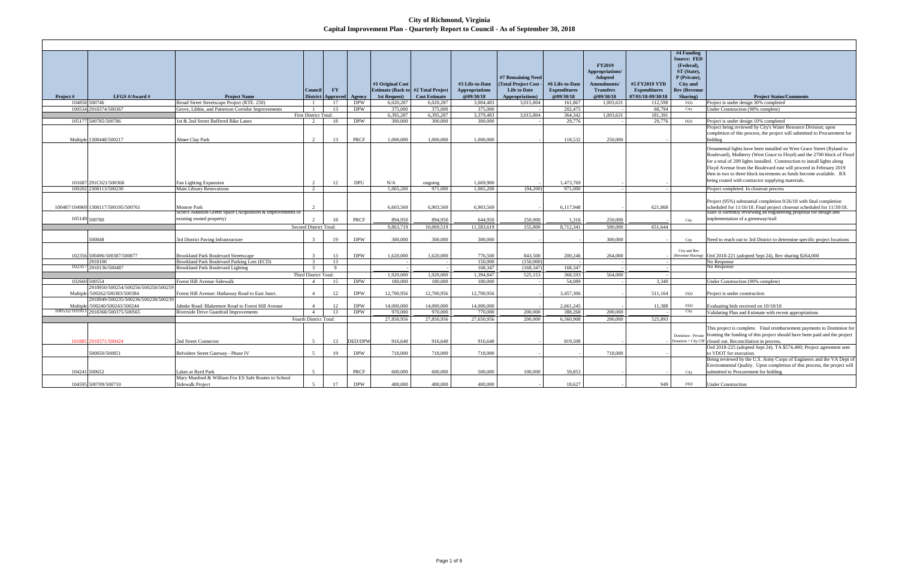# City of Richmond, Virginia

## Capital Improvement Plan - Quarterly Report to Council - As of September 30, 2018

| Project # | LFGS #/Award # | Project Name | Council District | FY Approved | Agency | #1 Original Cost Estimate (Back to 1st Request) | #2 Total Project Cost Estimate | #3 Life-to-Date Appropriations @09/30/18 | #7 Remaining Need (Total Project Cost - Life to Date Appropriations) | #6 Life-to-Date Expenditures @09/30/18 | FY2019 Appropriations/ Adopted Amendments/ Transfers @09/30/18 | #5 FY2019 YTD Expenditures 07/01/18-09/30/18 | #4 Funding Source: FED (Federal), ST (State), P (Private), City and Rev (Revenue Sharing) | Project Status/Comments |
|---|---|---|---|---|---|---|---|---|---|---|---|---|---|---|
| 104858 | 500746 | Broad Street Streetscape Project (RTE. 250) | 1 | 17 | DPW | 6,020,287 | 6,020,287 | 3,004,483 | 3,015,804 | 161,867 | 1,003,631 | 112,598 | FED | Project is under design 30% completed |
| 100534 | 2918374/500367 | Grove, Libbie, and Patterson Corridor Improvements | 1 | 13 | DPW | 375,000 | 375,000 | 375,000 | - | 202,475 | - | 68,794 | City | Under Construction (90% complete) |
| | | First District Total: | | | | 6,395,287 | 6,395,287 | 3,379,483 | 3,015,804 | 364,342 | 1,003,631 | 181,391 | | |
| 105177 | 500785/500786 | 1st & 2nd Street Buffered Bike Lanes | 2 | 18 | DPW | 300,000 | 300,000 | 300,000 | - | 29,776 | - | 29,776 | FED | Project is under design 10% completed |
| Multiple | 1308448/500217 | Abner Clay Park | 2 | 13 | PRCF | 1,000,000 | 1,000,000 | 1,000,000 | - | 118,532 | 250,000 | - | | Project being reviewed by City's Water Resource Division; upon completion of this process, the project will submitted to Procurement for bidding |
| 101687 | 291C021/500368 | Fan Lighting Expansion | 2 | 12 | DPU | N/A | ongoing | 1,669,900 | - | 1,473,769 | - | - | | Ornamental lights have been installed on West Grace Street (Ryland to Boulevard), Mulberry (West Grace to Floyd) and the 2700 block of Floyd for a total of 209 lights installed. Construction to install lights along Floyd Avenue from the Boulevard east will proceed in February 2019 then in two to three block increments as funds become available. RX being routed with contractor supplying materials. |
| 100202 | 2308113/500230 | Main Library Renovations | 2 | | | 1,065,200 | 971,000 | 1,065,200 | (94,200) | 971,000 | - | - | | Project completed. In closeout process |
| 100487/104969 | 1308117/500195/500761 | Monroe Park | 2 | | | 6,603,569 | 6,903,569 | 6,903,569 | - | 6,117,948 | - | 621,868 | | Project (95%) substantial completion 9/26/18 with final completion scheduled for 11/16/18. Final project closeout scheduled for 11/30/18. |
| 105149 | 500780 | Scott's Addition Green Space (Acquisition & improvements of existing owned property) | 2 | 18 | PRCF | 894,950 | 894,950 | 644,950 | 250,000 | 1,316 | 250,000 | - | City | Staff is currently reviewing an engineering proposal for design and implementation of a greenway/trail |
| | | Second District Total: | | | | 9,863,719 | 10,069,519 | 11,583,619 | 155,800 | 8,712,341 | 500,000 | 651,644 | | |
| | 500848 | 3rd District Paving Infrastructure | 3 | 19 | DPW | 300,000 | 300,000 | 300,000 | - | - | 300,000 | - | City | Need to reach out to 3rd District to determine specific project locations |
| 102356 | 500496/500387/500877 | Brookland Park Boulevard Streetscape | 3 | 13 | DPW | 1,620,000 | 1,620,000 | 776,500 | 843,500 | 200,246 | 264,000 | - | City and Rev (Revenue Sharing) | Ord 2018-221 (adopted Sept 24), Rev sharing $264,000 |
| | 2918100 | Brookland Park Boulevard Parking Lots (ECD) | 3 | 13 | | - | - | 150,000 | (150,000) | - | - | - | | No Response |
| 102317 | 2918136/500487 | Brookland Park Boulevard Lighting | 3 | 9 | | - | - | 168,347 | (168,347) | 168,347 | - | - | | No Response |
| | | Third District Total: | | | | 1,920,000 | 1,920,000 | 1,394,847 | 525,153 | 368,593 | 564,000 | - | | |
| 102660 | 500554 | Forest Hill Avenue Sidewalk | 4 | 15 | DPW | 180,000 | 180,000 | 180,000 | - | 54,089 | - | 3,340 | | Under Construction (90% complete) |
| Multiple | 2918950/500254/500256/500258/500259/500262/500383/500384 | Forest Hill Avenue: Hathaway Road to East Junct. | 4 | 12 | DPW | 12,700,956 | 12,700,956 | 12,700,956 | - | 3,457,306 | - | 511,164 | FED | Project is under construction |
| Multiple | 2918949/500235/500236/500238/500239/500240/500243/500244 | Jahnke Road: Blakemore Road to Forest Hill Avenue | 4 | 12 | DPW | 14,000,000 | 14,000,000 | 14,000,000 | - | 2,661,245 | - | 11,388 | FED | Evaluating bids received on 10/18/18 |
| 100532/101911 | 2918368/500375/500565 | Riverside Drive Guardrail Improvements | 4 | 13 | DPW | 970,000 | 970,000 | 770,000 | 200,000 | 388,268 | 200,000 | - | City | Validating Plan and Estimate with recent appropriations |
| | | Fourth District Total: | | | | 27,850,956 | 27,850,956 | 27,650,956 | 200,000 | 6,560,908 | 200,000 | 525,893 | | |
| 101885 | 2918371/500424 | 2nd Street Connector | 5 | 13 | DED/DPW | 916,640 | 916,640 | 916,640 | - | 819,508 | - | - | Dominion - Private Donation + City CIP | This project is complete. Final reimbursement payments to Dominion for fronting the funding of this project should have been paid and the project closed out. Reconciliation in process. |
| | 500850/500851 | Belvidere Street Gateway - Phase IV | 5 | 19 | DPW | 718,000 | 718,000 | 718,000 | - | - | 718,000 | - | | Ord 2018-225 (adopted Sept 24), TA $574,400; Project agreement sent to VDOT for execution. |
| 104241 | 500652 | Lakes at Byrd Park | 5 | | PRCF | 600,000 | 600,000 | 500,000 | 100,000 | 59,853 | - | - | City | Being reviewed by the U.S. Army Corps of Engineers and the VA Dept of Environmental Quality. Upon completion of this process, the project will submitted to Procurement for bidding |
| 104595 | 500709/500710 | Mary Munford & William Fox ES Safe Routes to School Sidewalk Project | 5 | 17 | DPW | 400,000 | 400,000 | 400,000 | - | 18,627 | - | 949 | FED | Under Construction |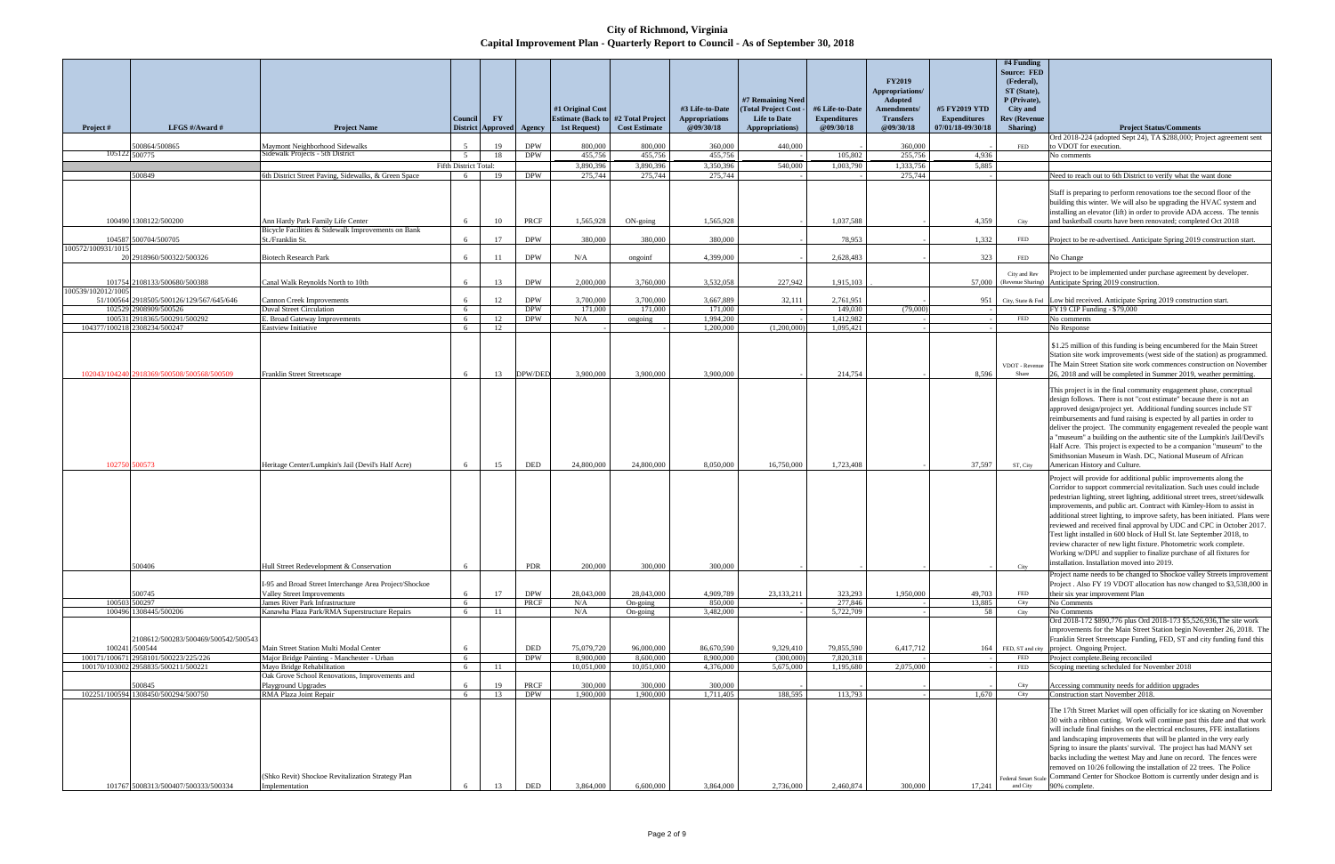# City of Richmond, Virginia
## Capital Improvement Plan - Quarterly Report to Council - As of September 30, 2018

| Project # | LFGS #/Award # | Project Name | Council District | FY Approved | Agency | #1 Original Cost Estimate (Back to 1st Request) | #2 Total Project Cost Estimate | #3 Life-to-Date Appropriations @09/30/18 | #7 Remaining Need (Total Project Cost - Life to Date Appropriations) | #6 Life-to-Date Expenditures @09/30/18 | FY2019 Appropriations/ Adopted Amendments/ Transfers @09/30/18 | #5 FY2019 YTD Expenditures 07/01/18-09/30/18 | #4 Funding Source: FED (Federal), ST (State), P (Private), City and Rev (Revenue Sharing) | Project Status/Comments |
|---|---|---|---|---|---|---|---|---|---|---|---|---|---|---|
| | 500864/500865 | Maymont Neighborhood Sidewalks | 5 | 19 | DPW | 800,000 | 800,000 | 360,000 | 440,000 | - | 360,000 | - | FED | Ord 2018-224 (adopted Sept 24), TA $288,000; Project agreement sent to VDOT for execution. |
| 105122 | 500775 | Sidewalk Projects - 5th District | 5 | 18 | DPW | 455,756 | 455,756 | 455,756 | - | 105,802 | 255,756 | 4,936 | | No comments |
| | | | Fifth District Total: | | | 3,890,396 | 3,890,396 | 3,350,396 | 540,000 | 1,003,790 | 1,333,756 | 5,885 | | |
| | 500849 | 6th District Street Paving, Sidewalks, & Green Space | 6 | 19 | DPW | 275,744 | 275,744 | 275,744 | - | - | 275,744 | - | | Need to reach out to 6th District to verify what the want done |
| 100490 | 1308122/500200 | Ann Hardy Park Family Life Center | 6 | 10 | PRCF | 1,565,928 | ON-going | 1,565,928 | | 1,037,588 | - | 4,359 | City | Staff is preparing to perform renovations toe the second floor of the building this winter. We will also be upgrading the HVAC system and installing an elevator (lift) in order to provide ADA access. The tennis and basketball courts have been renovated; completed Oct 2018 |
| 104587 | 500704/500705 | Bicycle Facilities & Sidewalk Improvements on Bank St./Franklin St. | 6 | 17 | DPW | 380,000 | 380,000 | 380,000 | - | 78,953 | - | 1,332 | FED | Project to be re-advertised. Anticipate Spring 2019 construction start. |
| 100572/100931/101520 | 2918960/500322/500326 | Biotech Research Park | 6 | 11 | DPW | N/A | ongoinf | 4,399,000 | | 2,628,483 | | 323 | FED | No Change |
| 101754 | 2108133/500680/500388 | Canal Walk Reynolds North to 10th | 6 | 13 | DPW | 2,000,000 | 3,760,000 | 3,532,058 | 227,942 | 1,915,103 | . | 57,000 | City and Rev (Revenue Sharing) | Project to be implemented under purchase agreement by developer. Anticipate Spring 2019 construction. |
| 100539/102012/100551/100564 | 2918505/500126/129/567/645/646 | Cannon Creek Improvements | 6 | 12 | DPW | 3,700,000 | 3,700,000 | 3,667,889 | 32,111 | 2,761,951 | | 951 | City, State & Fed | Low bid received. Anticipate Spring 2019 construction start. |
| 102529 | 2908909/500526 | Duval Street Circulation | 6 | | DPW | 171,000 | 171,000 | 171,000 | - | 149,030 | (79,000) | - | | FY19 CIP Funding - $79,000 |
| 100531 | 2918365/500291/500292 | E. Broad Gateway Improvements | 6 | 12 | DPW | N/A | ongoing | 1,994,200 | - | 1,412,982 | - | - | FED | No comments |
| 104377/100218 | 2308234/500247 | Eastview Initiative | 6 | 12 | | - | - | 1,200,000 | (1,200,000) | 1,095,421 | - | - | | No Response |
| 102043/104240 | 2918369/500508/500568/500509 | Franklin Street Streetscape | 6 | 13 | DPW/DED | 3,900,000 | 3,900,000 | 3,900,000 | - | 214,754 | | 8,596 | VDOT - Revenue Share | $1.25 million of this funding is being encumbered for the Main Street Station site work improvements (west side of the station) as programmed. The Main Street Station site work commences construction on November 26, 2018 and will be completed in Summer 2019, weather permitting. |
| 102750 | 500573 | Heritage Center/Lumpkin's Jail (Devil's Half Acre) | 6 | 15 | DED | 24,800,000 | 24,800,000 | 8,050,000 | 16,750,000 | 1,723,408 | | 37,597 | ST, City | This project is in the final community engagement phase, conceptual design follows. There is not "cost estimate" because there is not an approved design/project yet. Additional funding sources include ST reimbursements and fund raising is expected by all parties in order to deliver the project. The community engagement revealed the people want a "museum" a building on the authentic site of the Lumpkin's Jail/Devil's Half Acre. This project is expected to be a companion "museum" to the Smithsonian Museum in Wash. DC, National Museum of African American History and Culture. |
| | 500406 | Hull Street Redevelopment & Conservation | 6 | | PDR | 200,000 | 300,000 | 300,000 | - | - | - | - | City | Project will provide for additional public improvements along the Corridor to support commercial revitalization. Such uses could include pedestrian lighting, street lighting, additional street trees, street/sidewalk improvements, and public art. Contract with Kimley-Horn to assist in additional street lighting, to improve safety, has been initiated. Plans were reviewed and received final approval by UDC and CPC in October 2017. Test light installed in 600 block of Hull St. late September 2018, to review character of new light fixture. Photometric work complete. Working w/DPU and supplier to finalize purchase of all fixtures for installation. Installation moved into 2019. |
| | 500745 | I-95 and Broad Street Interchange Area Project/Shockoe Valley Street Improvements | 6 | 17 | DPW | 28,043,000 | 28,043,000 | 4,909,789 | 23,133,211 | 323,293 | 1,950,000 | 49,703 | FED | Project name needs to be changed to Shockoe valley Streets improvement Project . Also FY 19 VDOT allocation has now changed to $3,538,000 in their six year improvement Plan |
| 100503 | 500297 | James River Park Infrastructure | 6 | | PRCF | N/A | On-going | 850,000 | - | 277,846 | - | 13,885 | City | No Comments |
| 100496 | 1308445/500206 | Kanawha Plaza Park/RMA Superstructure Repairs | 6 | 11 | | N/A | On-going | 3,482,000 | - | 5,722,709 | - | 58 | City | No Comments |
| 100241 | 2108612/500283/500469/500542/500543/500544 | Main Street Station Multi Modal Center | 6 | | DED | 75,079,720 | 96,000,000 | 86,670,590 | 9,329,410 | 79,855,590 | 6,417,712 | 164 | FED, ST and city | Ord 2018-172 $890,776 plus Ord 2018-173 $5,526,936,The site work improvements for the Main Street Station begin November 26, 2018. The Franklin Street Streetscape Funding, FED, ST and city funding fund this project. Ongoing Project. |
| 100171/100671 | 2958101/500223/225/226 | Major Bridge Painting - Manchester - Urban | 6 | | DPW | 8,900,000 | 8,600,000 | 8,900,000 | (300,000) | 7,820,318 | - | - | FED | Project complete.Being reconciled |
| 100170/103002 | 2958835/500211/500221 | Mayo Bridge Rehabilitation | 6 | 11 | | 10,051,000 | 10,051,000 | 4,376,000 | 5,675,000 | 1,195,680 | 2,075,000 | - | FED | Scoping meeting scheduled for November 2018 |
| | 500845 | Oak Grove School Renovations, Improvements and Playground Upgrades | 6 | 19 | PRCF | 300,000 | 300,000 | 300,000 | - | - | - | - | City | Accessing community needs for addition upgrades |
| 102251/100594 | 1308450/500294/500750 | RMA Plaza Joint Repair | 6 | 13 | DPW | 1,900,000 | 1,900,000 | 1,711,405 | 188,595 | 113,793 | - | 1,670 | City | Construction start November 2018. |
| 101767 | 5008313/500407/500333/500334 | (Shko Revit) Shockoe Revitalization Strategy Plan Implementation | 6 | 13 | DED | 3,864,000 | 6,600,000 | 3,864,000 | 2,736,000 | 2,460,874 | 300,000 | 17,241 | Federal Smart Scale and City | The 17th Street Market will open officially for ice skating on November 30 with a ribbon cutting. Work will continue past this date and that work will include final finishes on the electrical enclosures, FFE installations and landscaping improvements that will be planted in the very early Spring to insure the plants' survival. The project has had MANY set backs including the wettest May and June on record. The fences were removed on 10/26 following the installation of 22 trees. The Police Command Center for Shockoe Bottom is currently under design and is 90% complete. |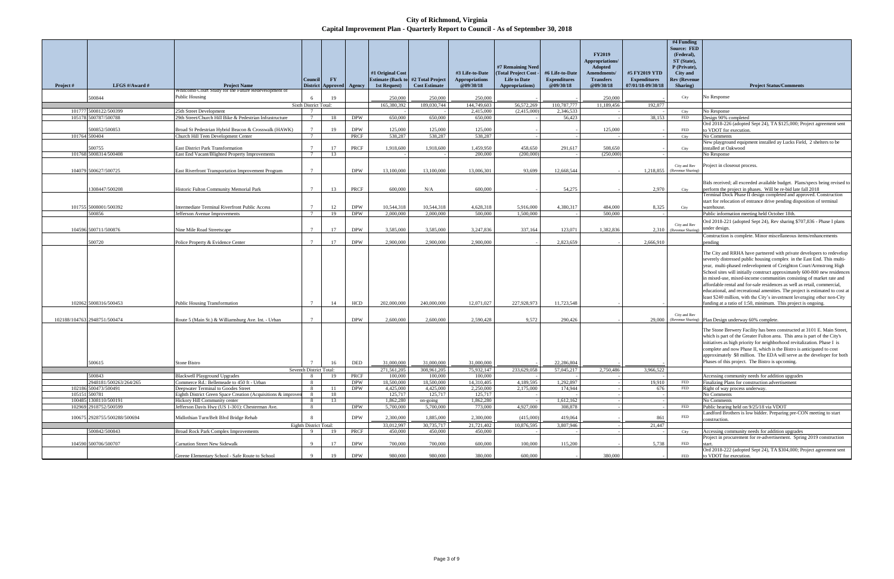# City of Richmond, Virginia

## Capital Improvement Plan - Quarterly Report to Council - As of September 30, 2018

| Project # | LFGS #/Award # | Project Name | Council District | FY Approved | Agency | #1 Original Cost Estimate (Back to 1st Request) | #2 Total Project Cost Estimate | #3 Life-to-Date Appropriations @09/30/18 | #7 Remaining Need (Total Project Cost - Life to Date Appropriations) | #6 Life-to-Date Expenditures @09/30/18 | FY2019 Appropriations/ Adopted Amendments/ Transfers @09/30/18 | #5 FY2019 YTD Expenditures 07/01/18-09/30/18 | #4 Funding Source: FED (Federal), ST (State), P (Private), City and Rev (Revenue Sharing) | Project Status/Comments |
|---|---|---|---|---|---|---|---|---|---|---|---|---|---|---|
| | 500844 | Whitcomb Court Study for the Future Redevelopment of Public Housing | 6 | 19 | | 250,000 | 250,000 | 250,000 | - | - | 250,000 | | City | No Response |
| | | Sixth District Total: | | | | 165,380,392 | 189,030,744 | 144,749,603 | 56,572,269 | 110,787,777 | 11,189,456 | 192,877 | | |
| 101777 | 5008122/500399 | 25th Street Development | 7 | | | - | - | 2,415,000 | (2,415,000) | 2,346,533 | - | - | City | No Response |
| 105178 | 500787/500788 | 29th Street/Church Hill Bike & Pedestrian Infrastructure | 7 | 18 | DPW | 650,000 | 650,000 | 650,000 | - | 56,423 | - | 38,153 | FED | Design 90% completed |
| | 500852/500853 | Broad St Pedestrian Hybrid Beacon & Crosswalk (HAWK) | 7 | 19 | DPW | 125,000 | 125,000 | 125,000 | - | - | 125,000 | | FED | Ord 2018-226 (adopted Sept 24), TA $125,000; Project agreement sent to VDOT for execution. |
| 101764 | 500404 | Church Hill Teen Development Center | 7 | | PRCF | 538,287 | 538,287 | 538,287 | - | - | - | - | City | No Comments |
| | 500755 | East District Park Transformation | 7 | 17 | PRCF | 1,918,600 | 1,918,600 | 1,459,950 | 458,650 | 291,617 | 508,650 | | City | New playground equipment installed ay Lucks Field, 2 shelters to be installed at Oakwood |
| 101768 | 5008314/500408 | East End Vacant/Blighted Property Improvements | 7 | 13 | | - | - | 200,000 | (200,000) | - | (250,000) | - | | No Response |
| 104079 | 500627/500725 | East Riverfront Transportation Improvement Program | 7 | | DPW | 13,100,000 | 13,100,000 | 13,006,301 | 93,699 | 12,668,544 | - | 1,218,855 | City and Rev (Revenue Sharing) | Project in closeout process. |
| | 1308447/500208 | Historic Fulton Community Memorial Park | 7 | 13 | PRCF | 600,000 | N/A | 600,000 | - | 54,275 | - | 2,970 | City | Bids received; all exceeded available budget. Plans/specs being revised to perform the project in phases. Will be re-bid late fall 2018 |
| 101755 | 5008001/500392 | Intermediate Terminal Riverfront Public Access | 7 | 12 | DPW | 10,544,318 | 10,544,318 | 4,628,318 | 5,916,000 | 4,380,317 | 484,000 | 8,325 | City | Terminal Dock Phase II design completed and approved. Construction start for relocation of entrance drive pending disposition of terminal warehouse. |
| | 500856 | Jefferson Avenue Improvements | 7 | 19 | DPW | 2,000,000 | 2,000,000 | 500,000 | 1,500,000 | - | 500,000 | - | | Public information meeting held October 18th. |
| 104596 | 500711/500876 | Nine Mile Road Streetscape | 7 | 17 | DPW | 3,585,000 | 3,585,000 | 3,247,836 | 337,164 | 123,071 | 1,382,836 | 2,310 | City and Rev (Revenue Sharing) | Ord 2018-221 (adopted Sept 24), Rev sharing $707,836 - Phase I plans under design. |
| | 500720 | Police Property & Evidence Center | 7 | 17 | DPW | 2,900,000 | 2,900,000 | 2,900,000 | - | 2,823,659 | - | 2,666,910 | | Construction is complete. Minor miscellaneous items/enhancements pending |
| 102062 | 5008316/500453 | Public Housing Transformation | 7 | 14 | HCD | 202,000,000 | 240,000,000 | 12,071,027 | 227,928,973 | 11,723,548 | - | - | | The City and RRHA have partnered with private developers to redevelop severely distressed public housing complex in the East End. This multi-year, multi-phased redevelopment of Creighton Court/Armstrong High School sites will initially construct approximately 600-800 new residences in mixed-use, mixed-income communities consisting of market rate and affordable rental and for-sale residences as well as retail, commercial, educational, and recreational amenities. The project is estimated to cost at least $240 million, with the City's investment leveraging other non-City funding at a ratio of 1:50, minimum. This project is ongoing. |
| 102188/104763 | 2948751/500474 | Route 5 (Main St.) & Williamsburg Ave. Int. - Urban | 7 | | DPW | 2,600,000 | 2,600,000 | 2,590,428 | 9,572 | 290,426 | - | 29,000 | City and Rev (Revenue Sharing) | Plan Design underway 60% complete. |
| | 500615 | Stone Bistro | 7 | 16 | DED | 31,000,000 | 31,000,000 | 31,000,000 | - | 22,286,804 | - | - | | The Stone Brewery Facility has been constructed at 3101 E. Main Street, which is part of the Greater Fulton area. This area is part of the City's initiatives as high priority for neighborhood revitalization. Phase I is complete and now Phase II, which is the Bistro is anticipated to cost approximately $8 million. The EDA will serve as the developer for both Phases of this project. The Bistro is upcoming. |
| | | Seventh District Total: | | | | 271,561,205 | 308,961,205 | 75,932,147 | 233,629,058 | 57,045,217 | 2,750,486 | 3,966,522 | | |
| | 500843 | Blackwell Playground Upgrades | 8 | 19 | PRCF | 100,000 | 100,000 | 100,000 | - | - | - | - | | Accessing community needs for addition upgrades |
| | 2948181/500263/264/265 | Commerce Rd.: Bellemeade to 450 ft - Urban | 8 | | DPW | 18,500,000 | 18,500,000 | 14,310,405 | 4,189,595 | 1,292,897 | - | 19,910 | FED | Finalizing Plans for construction advertisement |
| 102186 | 500473/500491 | Deepwater Terminal to Goodes Street | 8 | 11 | DPW | 4,425,000 | 4,425,000 | 2,250,000 | 2,175,000 | 174,944 | - | 676 | FED | Right of way process underway. |
| 105151 | 500781 | Eighth District Green Space Creation (Acquisitions & improvements) | 8 | 18 | | 125,717 | 125,717 | 125,717 | - | - | - | - | | No Comments |
| 100485 | 1308110/500191 | Hickory Hill Community center | 8 | 13 | | 1,862,280 | on-going | 1,862,280 | - | 1,612,162 | - | - | | No Comments |
| 102969 | 2918752/500599 | Jefferson Davis Hwy (US 1-301): Chesterman Ave. | 8 | | DPW | 5,700,000 | 5,700,000 | 773,000 | 4,927,000 | 308,878 | - | - | FED | Public hearing held on 9/25/18 via VDOT |
| 100675 | 2928755/500288/500694 | Midlothian Turn/Belt Blvd Bridge Rehab | 8 | | DPW | 2,300,000 | 1,885,000 | 2,300,000 | (415,000) | 419,064 | - | 861 | FED | Landford Brothers is low bidder. Preparing pre-CON meeting to start construction. |
| | | Eighth District Total: | | | | 33,012,997 | 30,735,717 | 21,721,402 | 10,876,595 | 3,807,946 | - | 21,447 | | |
| | 500842/500843 | Broad Rock Park Complex Improvements | 9 | 19 | PRCF | 450,000 | 450,000 | 450,000 | - | - | - | - | City | Accessing community needs for addition upgrades |
| 104590 | 500706/500707 | Carnation Street New Sidewalk | 9 | 17 | DPW | 700,000 | 700,000 | 600,000 | 100,000 | 115,200 | | 5,738 | FED | Project in procurement for re-advertisement. Spring 2019 construction start. |
| | | Greene Elementary School - Safe Route to School | 9 | 19 | DPW | 980,000 | 980,000 | 380,000 | 600,000 | - | 380,000 | - | FED | Ord 2018-222 (adopted Sept 24), TA $304,000; Project agreement sent to VDOT for execution. |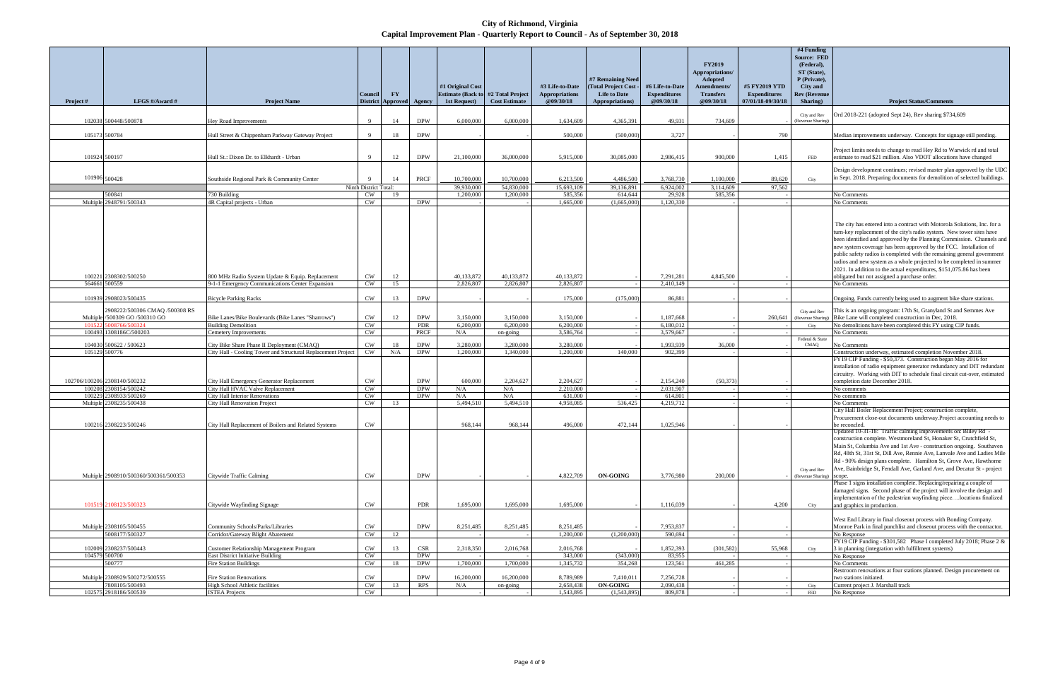# City of Richmond, Virginia
## Capital Improvement Plan - Quarterly Report to Council - As of September 30, 2018

| Project # | LFGS #/Award # | Project Name | Council District | FY Approved | Agency | #1 Original Cost Estimate (Back to 1st Request) | #2 Total Project Cost Estimate | #3 Life-to-Date Appropriations @09/30/18 | #7 Remaining Need (Total Project Cost - Life to Date Appropriations) | #6 Life-to-Date Expenditures @09/30/18 | FY2019 Appropriations/ Adopted Amendments/ Transfers @09/30/18 | #5 FY2019 YTD Expenditures 07/01/18-09/30/18 | #4 Funding Source: FED (Federal), ST (State), P (Private), City and Rev (Revenue Sharing) | Project Status/Comments |
|---|---|---|---|---|---|---|---|---|---|---|---|---|---|---|
| 102038 | 500448/500878 | Hey Road Improvements | 9 | 14 | DPW | 6,000,000 | 6,000,000 | 1,634,609 | 4,365,391 | 49,931 | 734,609 | - | City and Rev (Revenue Sharing) | Ord 2018-221 (adopted Sept 24), Rev sharing $734,609 |
| 105173 | 500784 | Hull Street & Chippenham Parkway Gateway Project | 9 | 18 | DPW | | - | 500,000 | (500,000) | 3,727 | | 790 | | Median improvements underway. Concepts for signage still pending. |
| 101924 | 500197 | Hull St.: Dixon Dr. to Elkhardt - Urban | 9 | 12 | DPW | 21,100,000 | 36,000,000 | 5,915,000 | 30,085,000 | 2,986,415 | 900,000 | 1,415 | FED | Project limits needs to change to read Hey Rd to Warwick rd and total estimate to read $21 million. Also VDOT allocations have changed |
| 101906 | 500428 | Southside Regional Park & Community Center | 9 | 14 | PRCF | 10,700,000 | 10,700,000 | 6,213,500 | 4,486,500 | 3,768,730 | 1,100,000 | 89,620 | City | Design development continues; revised master plan approved by the UDC in Sept. 2018. Preparing documents for demolition of selected buildings. |
| | | | Ninth District Total: | | | 39,930,000 | 54,830,000 | 15,693,109 | 39,136,891 | 6,924,002 | 3,114,609 | 97,562 | | |
| | 500841 | 730 Building | CW | 19 | | 1,200,000 | 1,200,000 | 585,356 | 614,644 | 29,928 | 585,356 | - | | No Comments |
| Multiple | 2948791/500343 | 4R Capital projects - Urban | CW | | DPW | - | - | 1,665,000 | (1,665,000) | 1,120,330 | - | - | | No Comments |
| 100221 | 2308302/500250 | 800 MHz Radio System Update & Equip. Replacement | CW | 12 | | 40,133,872 | 40,133,872 | 40,133,872 | - | 7,291,281 | 4,845,500 | - | | The city has entered into a contract with Motorola Solutions, Inc. for a turn-key replacement of the city's radio system. New tower sites have been identified and approved by the Planning Commission. Channels and new system coverage has been approved by the FCC. Installation of public safety radios is completed with the remaining general government radios and new system as a whole projected to be completed in summer 2021. In addition to the actual expenditures, $151,075.86 has been obligated but not assigned a purchase order. |
| 564661 | 500559 | 9-1-1 Emergency Communications Center Expansion | CW | 15 | | 2,826,807 | 2,826,807 | 2,826,807 | - | 2,410,149 | - | - | | No Comments |
| 101939 | 2908023/500435 | Bicycle Parking Racks | CW | 13 | DPW | - | - | 175,000 | (175,000) | 86,881 | - | - | | Ongoing. Funds currently being used to augment bike share stations. |
| Multiple | 2908222/500306 CMAQ /500308 RS /500309 GO /500310 GO | Bike Lanes/Bike Boulevards (Bike Lanes "Sharrows") | CW | 12 | DPW | 3,150,000 | 3,150,000 | 3,150,000 | - | 1,187,668 | - | 260,641 | City and Rev (Revenue Sharing) | This is an ongoing program: 17th St, Granyland St and Semmes Ave Bike Lane will completed construction in Dec, 2018. |
| 101522 | 5008766/500324 | Building Demolition | CW | | PDR | 6,200,000 | 6,200,000 | 6,200,000 | - | 6,180,012 | - | - | City | No demolitions have been completed this FY using CIP funds. |
| 100493 | 1308186C/500203 | Cemetery Improvements | CW | | PRCF | N/A | on-going | 3,586,764 | - | 3,579,667 | - | - | | No Comments |
| 104030 | 500622 / 500623 | City Bike Share Phase II Deployment (CMAQ) | CW | 18 | DPW | 3,280,000 | 3,280,000 | 3,280,000 | - | 1,993,939 | 36,000 | - | Federal & State CMAQ | No Comments |
| 105129 | 500776 | City Hall - Cooling Tower and Structural Replacement Project | CW | N/A | DPW | 1,200,000 | 1,340,000 | 1,200,000 | 140,000 | 902,399 | - | - | | Construction underway, estimated completion November 2018. |
| 102706/100206 | 2308140/500232 | City Hall Emergency Generator Replacement | CW | | DPW | 600,000 | 2,204,627 | 2,204,627 | - | 2,154,240 | (50,373) | - | | FY19 CIP Funding - $50,373. Construction began May 2016 for installation of radio equipment generator redundancy and DIT redundant circuitry. Working with DIT to schedule final circuit cut-over, estimated completion date December 2018. |
| 100208 | 2308154/500242 | City Hall HVAC Valve Replacement | CW | | DPW | N/A | N/A | 2,210,000 | - | 2,031,907 | - | - | | No comments |
| 100229 | 2308933/500269 | City Hall Interior Renovations | CW | | DPW | N/A | N/A | 631,000 | - | 614,801 | - | - | | No comments |
| Multiple | 2308235/500438 | City Hall Renovation Project | CW | 13 | | 5,494,510 | 5,494,510 | 4,958,085 | 536,425 | 4,219,712 | - | - | | No Comments |
| 100216 | 2308223/500246 | City Hall Replacement of Boilers and Related Systems | CW | | | 968,144 | 968,144 | 496,000 | 472,144 | 1,025,946 | | | | City Hall Boiler Replacement Project; construction complete, Procurement close-out documents underway.Project accounting needs to be reconcled. |
| Multiple | 2908910/500360/500361/500353 | Citywide Traffic Calming | CW | | DPW | | - | 4,822,709 | **ON-GOING** | 3,776,980 | 200,000 | | City and Rev (Revenue Sharing) | Updated 10-31-18: Traffic calming improvements on: Bliley Rd - construction complete. Westmoreland St, Honaker St, Crutchfield St, Main St, Columbia Ave and 1st Ave - construction ongoing. Southaven Rd, 48th St, 31st St, Dill Ave, Rennie Ave, Lanvale Ave and Ladies Mile Rd - 90% design plans complete. Hamilton St, Grove Ave, Hawthorne Ave, Bainbridge St, Fendall Ave, Garland Ave, and Decatur St - project scope. |
| 101519 | 2108123/500323 | Citywide Wayfinding Signage | CW | | PDR | 1,695,000 | 1,695,000 | 1,695,000 | - | 1,116,039 | | 4,200 | City | Phase 1 signs installation complete. Replacing/repairing a couple of damaged signs. Second phase of the project will involve the design and implementation of the pedestrian wayfinding piece….locations finalized and graphics in production. |
| Multiple | 2308105/500455 | Community Schools/Parks/Libraries | CW | | DPW | 8,251,485 | 8,251,485 | 8,251,485 | - | 7,953,837 | - | - | | West End Library in final closeout process with Bonding Company. Monroe Park in final punchlist and closeout process with the contractor. |
| | 5008177/500327 | Corridor/Gateway Blight Abatement | CW | 12 | | - | - | 1,200,000 | (1,200,000) | 590,694 | - | - | | No Response |
| 102009 | 2308237/500443 | Customer Relationship Management Program | CW | 13 | CSR | 2,318,350 | 2,016,768 | 2,016,768 | - | 1,852,393 | (301,582) | 55,968 | City | FY19 CIP Funding - $301,582 Phase I completed July 2018; Phase 2 & 3 in planning (integration with fulfillment systems) |
| 104579 | 500700 | East District Initiative Building | CW | | DPW | - | - | 343,000 | (343,000) | 83,955 | - | - | | No Response |
| | 500777 | Fire Station Buildings | CW | 18 | DPW | 1,700,000 | 1,700,000 | 1,345,732 | 354,268 | 123,561 | 461,285 | - | | No Comments |
| Multiple | 2308929/500272/500555 | Fire Station Renovations | CW | | DPW | 16,200,000 | 16,200,000 | 8,789,989 | 7,410,011 | 7,256,728 | - | - | | Restroom renovations at four stations planned. Design procurement on two stations initiated. |
| | 7808105/500493 | High School Athletic facilities | CW | 13 | RPS | N/A | on-going | 2,658,438 | **ON-GOING** | 2,090,438 | - | - | City | Current project J. Marshall track |
| 102575 | 2918186/500539 | ISTEA Projects | CW | | | - | - | 1,543,895 | (1,543,895) | 809,878 | - | - | FED | No Response |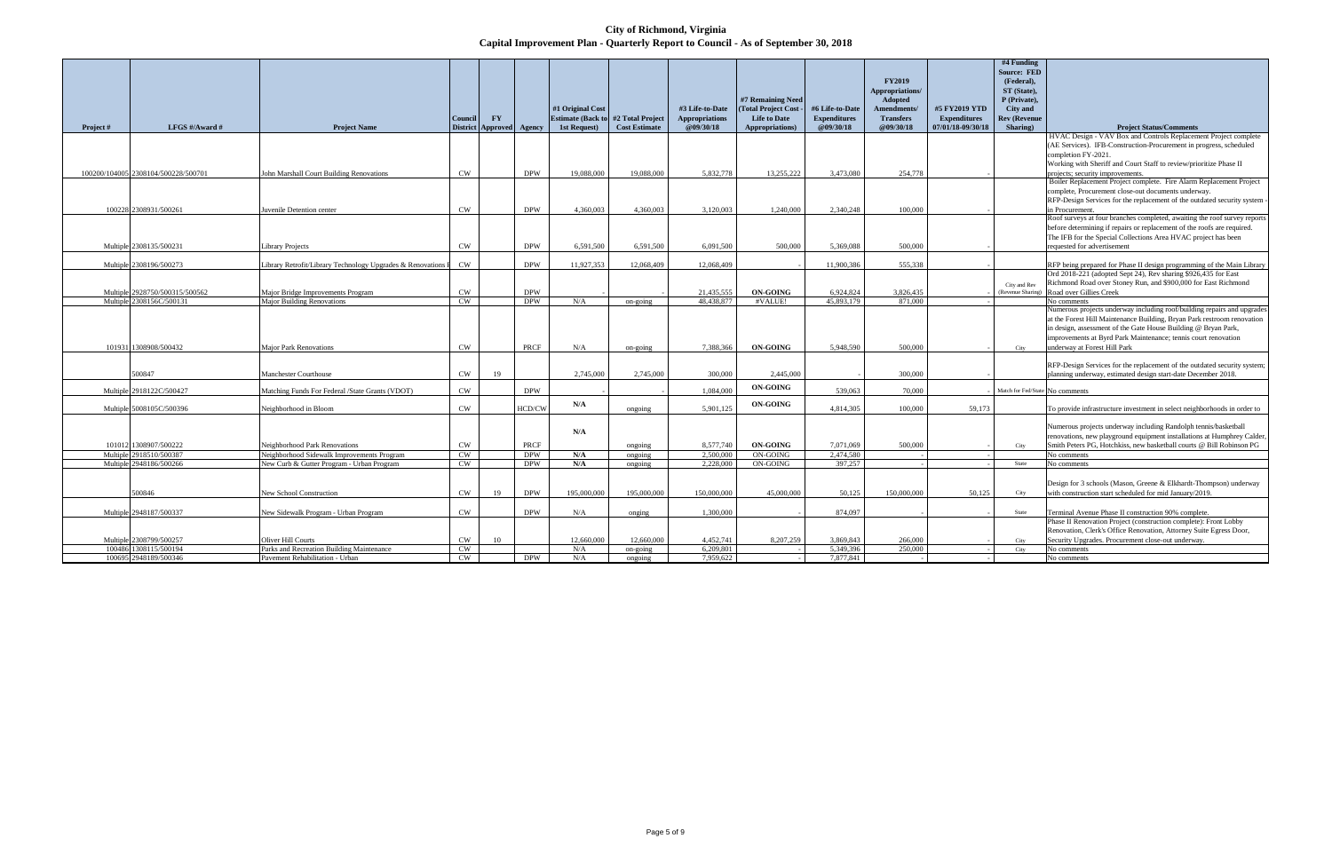# City of Richmond, Virginia

## Capital Improvement Plan - Quarterly Report to Council - As of September 30, 2018

| Project # | LFGS #/Award # | Project Name | Council District | FY Approved | Agency | #1 Original Cost Estimate (Back to 1st Request) | #2 Total Project Cost Estimate | #3 Life-to-Date Appropriations @09/30/18 | #7 Remaining Need (Total Project Cost - Life to Date Appropriations) | #6 Life-to-Date Expenditures @09/30/18 | FY2019 Appropriations/ Adopted Amendments/ Transfers @09/30/18 | #5 FY2019 YTD Expenditures 07/01/18-09/30/18 | #4 Funding Source: FED (Federal), ST (State), P (Private), City and Rev (Revenue Sharing) | Project Status/Comments |
|---|---|---|---|---|---|---|---|---|---|---|---|---|---|---|
| 100200/104005 | 2308104/500228/500701 | John Marshall Court Building Renovations | CW | | DPW | 19,088,000 | 19,088,000 | 5,832,778 | 13,255,222 | 3,473,080 | 254,778 | - | | HVAC Design - VAV Box and Controls Replacement Project complete (AE Services). IFB-Construction-Procurement in progress, scheduled completion FY-2021. Working with Sheriff and Court Staff to review/prioritize Phase II projects; security improvements. |
| 100228 | 2308931/500261 | Juvenile Detention center | CW | | DPW | 4,360,003 | 4,360,003 | 3,120,003 | 1,240,000 | 2,340,248 | 100,000 | - | | Boiler Replacement Project complete. Fire Alarm Replacement Project complete, Procurement close-out documents underway. RFP-Design Services for the replacement of the outdated security system - in Procurement. |
| Multiple | 2308135/500231 | Library Projects | CW | | DPW | 6,591,500 | 6,591,500 | 6,091,500 | 500,000 | 5,369,088 | 500,000 | - | | Roof surveys at four branches completed, awaiting the roof survey reports before determining if repairs or replacement of the roofs are required. The IFB for the Special Collections Area HVAC project has been requested for advertisement |
| Multiple | 2308196/500273 | Library Retrofit/Library Technology Upgrades & Renovations | CW | | DPW | 11,927,353 | 12,068,409 | 12,068,409 | - | 11,900,386 | 555,338 | - | | RFP being prepared for Phase II design programming of the Main Library |
| Multiple | 2928750/500315/500562 | Major Bridge Improvements Program | CW | | DPW | - | - | 21,435,555 | ON-GOING | 6,924,824 | 3,826,435 | - | City and Rev (Revenue Sharing) | Ord 2018-221 (adopted Sept 24), Rev sharing $926,435 for East Richmond Road over Stoney Run, and $900,000 for East Richmond Road over Gillies Creek |
| Multiple | 2308156C/500131 | Major Building Renovations | CW | | DPW | N/A | on-going | 48,438,877 | #VALUE! | 45,893,179 | 871,000 | - | | No comments |
| 101931 | 1308908/500432 | Major Park Renovations | CW | | PRCF | N/A | on-going | 7,388,366 | ON-GOING | 5,948,590 | 500,000 | - | City | Numerous projects underway including roof/building repairs and upgrades at the Forest Hill Maintenance Building, Bryan Park restroom renovation in design, assessment of the Gate House Building @ Bryan Park, improvements at Byrd Park Maintenance; tennis court renovation underway at Forest Hill Park |
| | 500847 | Manchester Courthouse | CW | 19 | | 2,745,000 | 2,745,000 | 300,000 | 2,445,000 | - | 300,000 | | | RFP-Design Services for the replacement of the outdated security system; planning underway, estimated design start-date December 2018. |
| Multiple | 2918122C/500427 | Matching Funds For Federal /State Grants (VDOT) | CW | | DPW | - | - | 1,084,000 | ON-GOING | 539,063 | 70,000 | - | Match for Fed/State | No comments |
| Multiple | 5008105C/500396 | Neighborhood in Bloom | CW | | HCD/CW | N/A | ongoing | 5,901,125 | ON-GOING | 4,814,305 | 100,000 | 59,173 | | To provide infrastructure investment in select neighborhoods in order to |
| 101012 | 1308907/500222 | Neighborhood Park Renovations | CW | | PRCF | N/A | ongoing | 8,577,740 | ON-GOING | 7,071,069 | 500,000 | - | City | Numerous projects underway including Randolph tennis/basketball renovations, new playground equipment installations at Humphrey Calder, Smith Peters PG, Hotchkiss, new basketball courts @ Bill Robinson PG |
| Multiple | 2918510/500387 | Neighborhood Sidewalk Improvements Program | CW | | DPW | N/A | ongoing | 2,500,000 | ON-GOING | 2,474,580 | - | - | | No comments |
| Multiple | 2948186/500266 | New Curb & Gutter Program - Urban Program | CW | | DPW | N/A | ongoing | 2,228,000 | ON-GOING | 397,257 | - | - | State | No comments |
| | 500846 | New School Construction | CW | 19 | DPW | 195,000,000 | 195,000,000 | 150,000,000 | 45,000,000 | 50,125 | 150,000,000 | 50,125 | City | Design for 3 schools (Mason, Greene & Elkhardt-Thompson) underway with construction start scheduled for mid January/2019. |
| Multiple | 2948187/500337 | New Sidewalk Program - Urban Program | CW | | DPW | N/A | onging | 1,300,000 | - | 874,097 | - | - | State | Terminal Avenue Phase II construction 90% complete. |
| Multiple | 2308799/500257 | Oliver Hill Courts | CW | 10 | | 12,660,000 | 12,660,000 | 4,452,741 | 8,207,259 | 3,869,843 | 266,000 | - | City | Phase II Renovation Project (construction complete): Front Lobby Renovation, Clerk's Office Renovation, Attorney Suite Egress Door, Security Upgrades. Procurement close-out underway. |
| 100486 | 1308115/500194 | Parks and Recreation Building Maintenance | CW | | | N/A | on-going | 6,209,801 | - | 5,349,396 | 250,000 | - | City | No comments |
| 100695 | 2948189/500346 | Pavement Rehabilitation - Urban | CW | | DPW | N/A | ongoing | 7,959,622 | - | 7,877,841 | - | - | | No comments |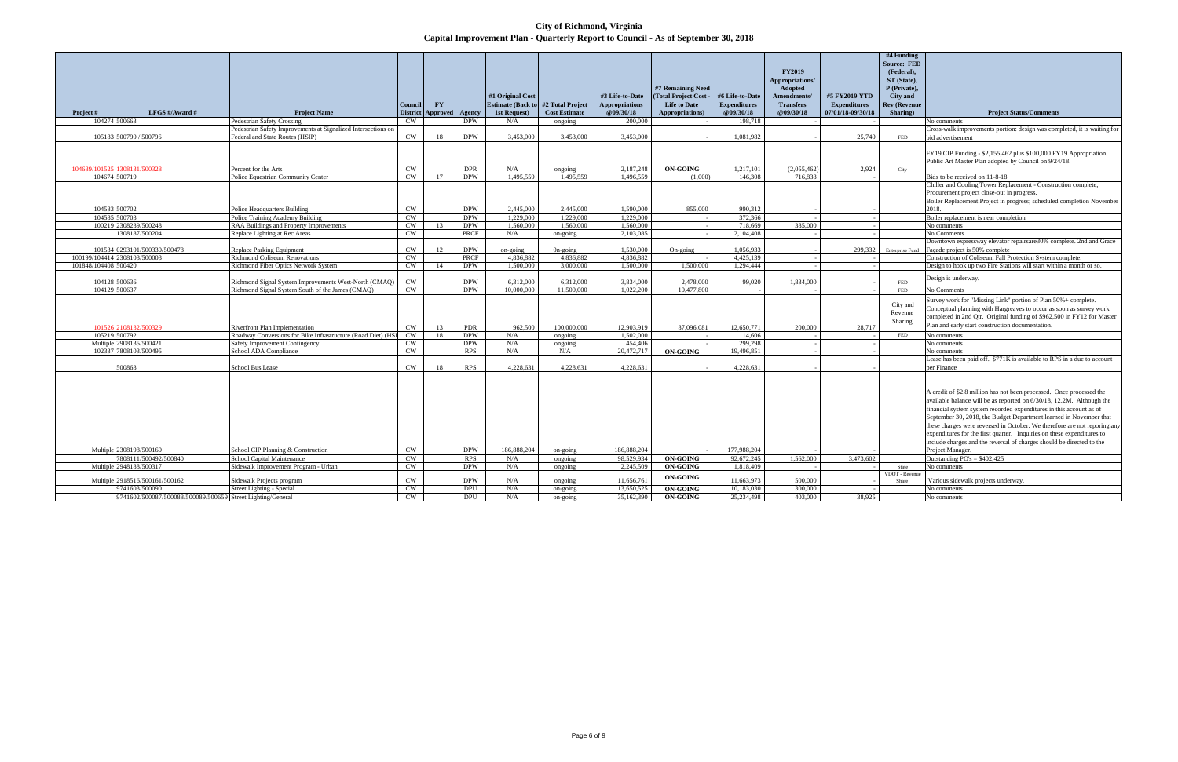# City of Richmond, Virginia

## Capital Improvement Plan - Quarterly Report to Council - As of September 30, 2018

| Project # | LFGS #/Award # | Project Name | Council District | FY Approved | Agency | #1 Original Cost Estimate (Back to 1st Request) | #2 Total Project Cost Estimate | #3 Life-to-Date Appropriations @09/30/18 | #7 Remaining Need (Total Project Cost - Life to Date Appropriations) | #6 Life-to-Date Expenditures @09/30/18 | FY2019 Appropriations/ Adopted Amendments/ Transfers @09/30/18 | #5 FY2019 YTD Expenditures 07/01/18-09/30/18 | #4 Funding Source: FED (Federal), ST (State), P (Private), City and Rev (Revenue Sharing) | Project Status/Comments |
|---|---|---|---|---|---|---|---|---|---|---|---|---|---|---|
| 104274 | 500663 | Pedestrian Safety Crossing | CW | | DPW | N/A | ongoing | 200,000 | | 198,718 | | | | No comments |
| 105183 | 500790 / 500796 | Pedestrian Safety Improvements at Signalized Intersections on Federal and State Routes (HSIP) | CW | 18 | DPW | 3,453,000 | 3,453,000 | 3,453,000 | - | 1,081,982 | - | 25,740 | FED | Cross-walk improvements portion: design was completed, it is waiting for bid advertisement |
| 104689/101525 | 1308131/500328 | Percent for the Arts | CW | | DPR | N/A | ongoing | 2,187,248 | ON-GOING | 1,217,101 | (2,055,462) | 2,924 | City | FY19 CIP Funding - $2,155,462 plus $100,000 FY19 Appropriation. Public Art Master Plan adopted by Council on 9/24/18. |
| 104674 | 500719 | Police Equestrian Community Center | CW | 17 | DPW | 1,495,559 | 1,495,559 | 1,496,559 | (1,000) | 146,308 | 716,838 | - | | Bids to be received on 11-8-18 |
| 104583 | 500702 | Police Headquarters Building | CW | | DPW | 2,445,000 | 2,445,000 | 1,590,000 | 855,000 | 990,312 | - | - | | Chiller and Cooling Tower Replacement - Construction complete, Procurement project close-out in progress. Boiler Replacement Project in progress; scheduled completion November 2018. |
| 104585 | 500703 | Police Training Academy Building | CW | | DPW | 1,229,000 | 1,229,000 | 1,229,000 | - | 372,366 | - | - | | Boiler replacement is near completion |
| 100219 | 2308239/500248 | RAA Buildings and Property Improvements | CW | 13 | DPW | 1,560,000 | 1,560,000 | 1,560,000 | - | 718,669 | 385,000 | - | | No comments |
| | 1308187/500204 | Replace Lighting at Rec Areas | CW | | PRCF | N/A | on-going | 2,103,085 | - | 2,104,408 | - | - | | No Comments |
| 101534 | 0293101/500330/500478 | Replace Parking Equipment | CW | 12 | DPW | on-going | 0n-going | 1,530,000 | On-going | 1,056,933 | | 299,332 | Enterprise Fund | Downtown expressway elevator repairsare30% complete. 2nd and Grace Façade project is 50% complete |
| 100199/104414 | 2308103/500003 | Richmond Coliseum Renovations | CW | | PRCF | 4,836,882 | 4,836,882 | 4,836,882 | - | 4,425,139 | - | - | | Construction of Coliseum Fall Protection System complete. |
| 101848/104408 | 500420 | Richmond Fiber Optics Network System | CW | 14 | DPW | 1,500,000 | 3,000,000 | 1,500,000 | 1,500,000 | 1,294,444 | - | - | | Design to hook up two Fire Stations will start within a month or so. |
| 104128 | 500636 | Richmond Signal System Improvements West-North (CMAQ) | CW | | DPW | 6,312,000 | 6,312,000 | 3,834,000 | 2,478,000 | 99,020 | 1,834,000 | - | FED | Design is underway. |
| 104129 | 500637 | Richmond Signal System South of the James (CMAQ) | CW | | DPW | 10,000,000 | 11,500,000 | 1,022,200 | 10,477,800 | - | - | - | FED | No Comments |
| 101526 | 2108132/500329 | Riverfront Plan Implementation | CW | 13 | PDR | 962,500 | 100,000,000 | 12,903,919 | 87,096,081 | 12,650,771 | 200,000 | 28,717 | City and Revenue Sharing | Survey work for "Missing Link" portion of Plan 50%+ complete. Conceptual planning with Hargreaves to occur as soon as survey work completed in 2nd Qtr. Original funding of $962,500 in FY12 for Master Plan and early start construction documentation. |
| 105219 | 500792 | Roadway Conversions for Bike Infrastructure (Road Diet) (HSIP) | CW | 18 | DPW | N/A | ongoing | 1,502,000 | | 14,606 | | | FED | No comments |
| Multiple | 2908135/500421 | Safety Improvement Contingency | CW | | DPW | N/A | ongoing | 454,406 | - | 299,298 | - | - | | No comments |
| 102337 | 7808103/500495 | School ADA Compliance | CW | | RPS | N/A | N/A | 20,472,717 | ON-GOING | 19,496,851 | - | - | | No comments |
| | 500863 | School Bus Lease | CW | 18 | RPS | 4,228,631 | 4,228,631 | 4,228,631 | - | 4,228,631 | | | | Lease has been paid off. $771K is available to RPS in a due to account per Finance |
| Multiple | 2308198/500160 | School CIP Planning & Construction | CW | | DPW | 186,888,204 | on-going | 186,888,204 | - | 177,988,204 | - | - | | A credit of $2.8 million has not been processed. Once processed the available balance will be as reported on 6/30/18, 12.2M. Although the financial system system recorded expenditures in this account as of September 30, 2018, the Budget Department learned in November that these charges were reversed in October. We therefore are not reporing any expenditures for the first quarter. Inquiries on these expenditures to include charges and the reversal of charges should be directed to the Project Manager. |
| | 7808111/500492/500840 | School Capital Maintenance | CW | | RPS | N/A | ongoing | 98,529,934 | ON-GOING | 92,672,245 | 1,562,000 | 3,473,602 | | Outstanding PO's = $402,425 |
| Multiple | 2948188/500317 | Sidewalk Improvement Program - Urban | CW | | DPW | N/A | ongoing | 2,245,509 | ON-GOING | 1,818,409 | - | - | State | No comments |
| Multiple | 2918516/500161/500162 | Sidewalk Projects program | CW | | DPW | N/A | ongoing | 11,656,761 | ON-GOING | 11,663,973 | 500,000 | - | VDOT - Revenue Share | Various sidewalk projects underway. |
| | 9741603/500090 | Street Lighting - Special | CW | | DPU | N/A | on-going | 13,650,525 | ON-GOING | 10,183,030 | 300,000 | - | | No comments |
| | 9741602/500087/500088/500089/500659 | Street Lighting/General | CW | | DPU | N/A | on-going | 35,162,390 | ON-GOING | 25,234,498 | 403,000 | 38,925 | | No comments |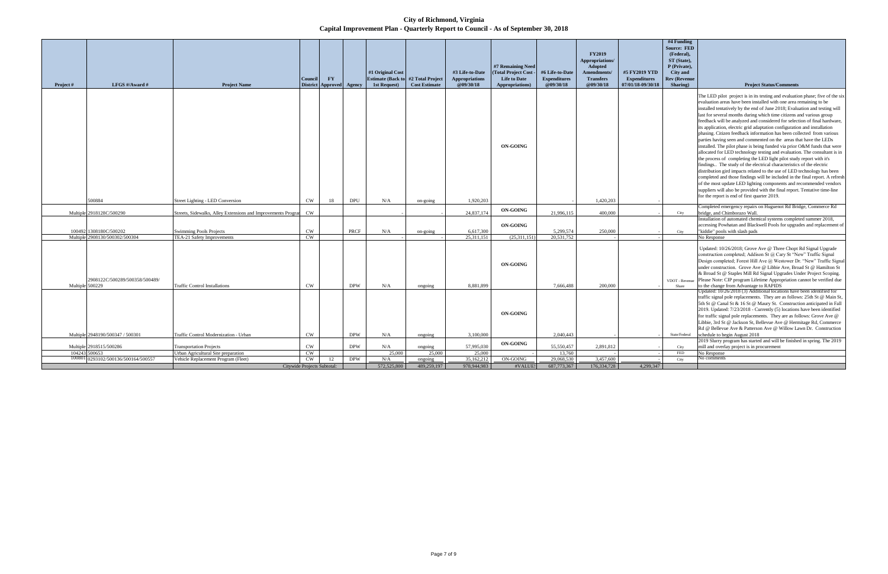# City of Richmond, Virginia

## Capital Improvement Plan - Quarterly Report to Council - As of September 30, 2018

| Project # | LFGS #/Award # | Project Name | Council District | FY Approved | Agency | #1 Original Cost Estimate (Back to 1st Request) | #2 Total Project Cost Estimate | #3 Life-to-Date Appropriations @09/30/18 | #7 Remaining Need (Total Project Cost - Life to Date Appropriations) | #6 Life-to-Date Expenditures @09/30/18 | FY2019 Appropriations/ Adopted Amendments/ Transfers @09/30/18 | #5 FY2019 YTD Expenditures 07/01/18-09/30/18 | #4 Funding Source: FED (Federal), ST (State), P (Private), City and Rev (Revenue Sharing) | Project Status/Comments |
|---|---|---|---|---|---|---|---|---|---|---|---|---|---|---|
| | 500884 | Street Lighting - LED Conversion | CW | 18 | DPU | N/A | on-going | 1,920,203 | ON-GOING | - | 1,420,203 | - | | The LED pilot project is in its testing and evaluation phase; five of the six evaluation areas have been installed with one area remaining to be installed tentatively by the end of June 2018; Evaluation and testing will last for several months during which time citizens and various group feedback will be analyzed and considered for selection of final hardware, its application, electric grid adaptation configuration and installation phasing. Citizen feedback information has been collected from various parties having seen and commented on the areas that have the LEDs installed. The pilot phase is being funded via prior O&M funds that were allocated for LED technology testing and evaluation. The consultant is in the process of completing the LED light pilot study report with it's findings.. The study of the electrical characteristics of the electric distribution gird impacts related to the use of LED technology has been completed and those findings will be included in the final report. A refresh of the most update LED lighting components and recommended vendors suppliers will also be provided with the final report. Tentative time-line for the report is end of first quarter 2019. |
| Multiple | 2918128C/500290 | Streets, Sidewalks, Alley Extensions and Improvements Program | CW | | | - | - | 24,837,174 | ON-GOING | 21,996,115 | 400,000 | - | City | Completed emergency repairs on Huguenot Rd Bridge, Commerce Rd bridge, and Chimborazo Wall. |
| 100492 | 1308180C/500202 | Swimming Pools Projects | CW | | PRCF | N/A | on-going | 6,617,300 | ON-GOING | 5,299,574 | 250,000 | - | City | Installation of automated chemical systems completed summer 2018, accessing Powhatan and Blackwell Pools for upgrades and replacement of "kiddie" pools with slash pads |
| Multiple | 2908130/500302/500304 | TEA-21 Safety Improvements | CW | | | - | - | 25,311,151 | (25,311,151) | 20,531,752 | - | - | | No Response |
| Multiple | 2908122C/500289/500358/500489/ 500229 | Traffic Control Installations | CW | | DPW | N/A | ongoing | 8,881,899 | ON-GOING | 7,666,488 | 200,000 | - | VDOT - Revenue Share | Updated: 10/26/2018; Grove Ave @ Three Chopt Rd Signal Upgrade construction completed; Addison St @ Cary St "New" Traffic Signal Design completed; Forest Hill Ave @ Westover Dr. "New" Traffic Signal under construction. Grove Ave @ Libbie Ave, Broad St @ Hamilton St & Broad St @ Staples Mill Rd Signal Upgrades Under Project Scoping. Please Note: CIP program Lifetime Appropriation cannot be verified due to the change from Advantage to RAPIDS |
| Multiple | 2948190/500347 / 500301 | Traffic Control Modernization - Urban | CW | | DPW | N/A | ongoing | 3,100,000 | ON-GOING | 2,040,443 | - | - | State/Federal | Updated: 10/26/2018 (3) Additional locations have been identified for traffic signal pole replacements. They are as follows: 25th St @ Main St, 5th St @ Canal St & 16 St @ Maury St. Construction anticipated in Fall 2019. Updated: 7/23/2018 - Currently (5) locations have been identified for traffic signal pole replacements. They are as follows: Grove Ave @ Libbie, 3rd St @ Jackson St, Bellevue Ave @ Hermitage Rd, Commerce Rd @ Bellevue Ave & Patterson Ave @ Willow Lawn Dr. Construction schedule to begin August 2018 |
| Multiple | 2918515/500286 | Transportation Projects | CW | | DPW | N/A | ongoing | 57,995,030 | ON-GOING | 55,550,457 | 2,891,812 | - | City | 2019 Slurry program has started and will be finished in spring. The 2019 mill and overlay project is in procurement |
| 104243 | 500653 | Urban Agricultural Site preparation | CW | | | 25,000 | 25,000 | 25,000 | - | 13,760 | - | - | FED | No Response |
| 100801 | 0293102/500136/500164/500557 | Vehicle Replacement Program (Fleet) | CW | 12 | DPW | N/A | ongoing | 35,162,212 | ON-GOING | 29,068,530 | 3,457,600 | - | City | No comments |
| | | Citywide Projects Subtotal: | | | | 572,525,800 | 489,259,197 | 978,944,983 | #VALUE! | 687,773,367 | 176,334,728 | 4,299,347 | | |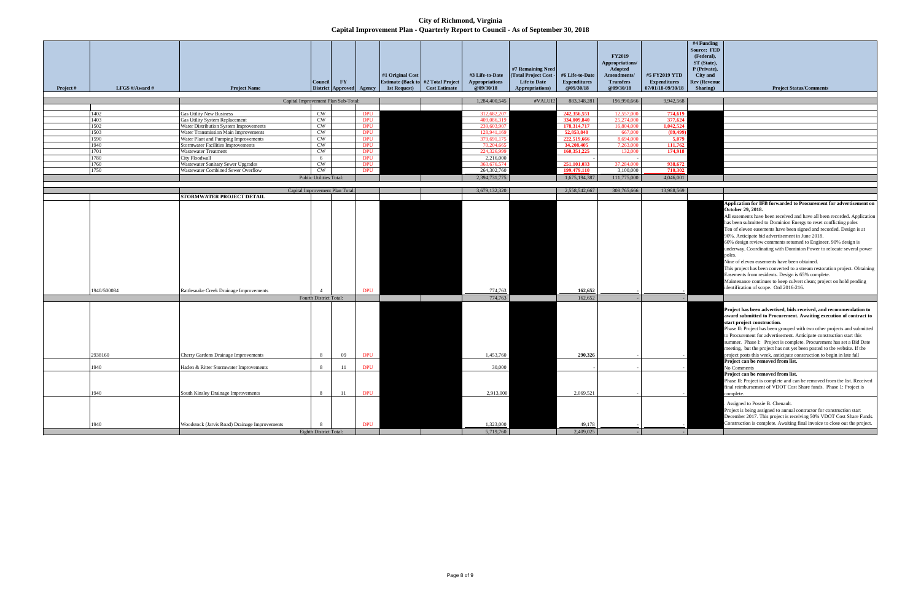# City of Richmond, Virginia
## Capital Improvement Plan - Quarterly Report to Council - As of September 30, 2018

| Project # | LFGS #/Award # | Project Name | Council District | FY Approved | Agency | #1 Original Cost Estimate (Back to 1st Request) | #2 Total Project Cost Estimate | #3 Life-to-Date Appropriations @09/30/18 | #7 Remaining Need (Total Project Cost - Life to Date Appropriations) | #6 Life-to-Date Expenditures @09/30/18 | FY2019 Appropriations/ Adopted Amendments/ Transfers @09/30/18 | #5 FY2019 YTD Expenditures 07/01/18-09/30/18 | #4 Funding Source: FED (Federal), ST (State), P (Private), City and Rev (Revenue Sharing) | Project Status/Comments |
|---|---|---|---|---|---|---|---|---|---|---|---|---|---|---|
| | | Capital Improvement Plan Sub-Total: | | | | | | 1,284,400,545 | #VALUE! | 883,348,281 | 196,990,666 | 9,942,568 | | |
| | 1402 | Gas Utility New Business | CW | | DPU | | | 312,682,207 | | 242,356,551 | 12,557,000 | 774,619 | | |
| | 1403 | Gas Utility System Replacement | CW | | DPU | | | 409,086,319 | | 334,009,840 | 25,274,000 | 377,624 | | |
| | 1502 | Water Distribution System Improvements | CW | | DPU | | | 239,603,907 | | 178,314,717 | 16,804,000 | 1,042,524 | | |
| | 1503 | Water Transmission Main Improvements | CW | | DPU | | | 128,941,169 | | 52,853,840 | 667,000 | (89,499) | | |
| | 1590 | Water Plant and Pumping Improvements | CW | | DPU | | | 379,681,175 | | 222,519,666 | 8,694,000 | 5,079 | | |
| | 1940 | Stormwater Facilities Improvements | CW | | DPU | | | 70,204,665 | | 34,208,405 | 7,263,000 | 111,762 | | |
| | 1701 | Wastewater Treatment | CW | | DPU | | | 224,326,999 | | 160,351,225 | 132,000 | 174,918 | | |
| | 1780 | City Floodwall | 6 | | DPU | | | 2,216,000 | | - | - | | | |
| | 1760 | Wastewater Sanitary Sewer Upgrades | CW | | DPU | | | 363,676,574 | | 251,101,033 | 37,284,000 | 938,672 | | |
| | 1750 | Wastewater Combined Sewer Overflow | CW | | DPU | | | 264,302,760 | | 199,479,110 | 3,100,000 | 710,302 | | |
| | | Public Utilities Total: | | | | | | 2,394,731,775 | | 1,675,194,387 | 111,775,000 | 4,046,001 | | |
| | | Capital Improvement Plan Total: | | | | | | 3,679,132,320 | | 2,558,542,667 | 308,765,666 | 13,988,569 | | |
| | | **STORMWATER PROJECT DETAIL** | | | | | | | | | | | | |
| | 1940/500084 | Rattlesnake Creek Drainage Improvements | 4 | | DPU | | | 774,763 | | 162,652 | - | - | | **Application for IFB forwarded to Procurement for advertisement on October 29, 2018.** All easements have been received and have all been recorded. Application has been submitted to Dominion Energy to reset conflicting poles Ten of eleven easements have been signed and recorded. Design is at 90%. Anticipate bid advertisement in June 2018. 60% design review comments returned to Engineer. 90% design is underway. Coordinating with Dominion Power to relocate several power poles. Nine of eleven easements have been obtained. This project has been converted to a stream restoration project. Obtaining Easements from residents. Design is 65% complete. Maintenance continues to keep culvert clean; project on hold pending identification of scope. Ord 2016-216. |
| | | Fourth District Total: | | | | | | 774,763 | | 162,652 | - | - | | |
| | 2938160 | Cherry Gardens Drainage Improvements | 8 | 09 | DPU | | | 1,453,760 | | 290,326 | - | - | | **Project has been advertised, bids received, and recommendation to award submitted to Procurement. Awaiting execution of contract to start project construction.** Phase II: Project has been grouped with two other projects and submitted to Procurement for advertisement. Anticipate construction start this summer. Phase I: Project is complete. Procurement has set a Bid Date meeting, but the project has not yet been posted to the website. If the project posts this week, anticipate construction to begin in late fall |
| | 1940 | Haden & Ritter Stormwater Improvements | 8 | 11 | DPU | | | 30,000 | | - | - | - | | **Project can be removed from list.** No Comments |
| | 1940 | South Kinsley Drainage Improvements | 8 | 11 | DPU | | | 2,913,000 | | 2,069,521 | - | - | | **Project can be removed from list.** Phase II: Project is complete and can be removed from the list. Received final reimbursement of VDOT Cost Share funds. Phase 1: Project is complete. |
| | 1940 | Woodstock (Jarvis Road) Drainage Improvements | 8 | | DPU | | | 1,323,000 | | 49,178 | - | - | | . Assigned to Possie B. Chenault. Project is being assigned to annual contractor for construction start December 2017. This project is receiving 50% VDOT Cost Share Funds. Construction is complete. Awaiting final invoice to close out the project. |
| | | Eighth District Total: | | | | | | 5,719,760 | | 2,409,025 | - | - | | |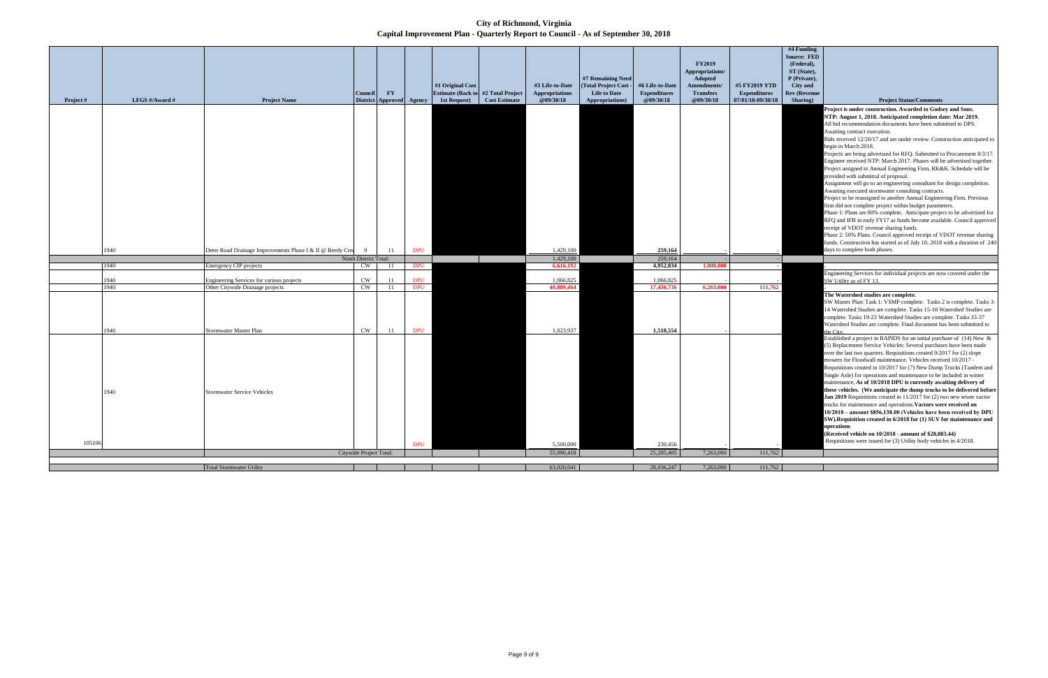# City of Richmond, Virginia
## Capital Improvement Plan - Quarterly Report to Council - As of September 30, 2018

| Project # | LFGS #/Award # | Project Name | Council District | FY Approved | Agency | #1 Original Cost Estimate (Back to 1st Request) | #2 Total Project Cost Estimate | #3 Life-to-Date Appropriations @09/30/18 | #7 Remaining Need (Total Project Cost - Life to Date Appropriations) | #6 Life-to-Date Expenditures @09/30/18 | FY2019 Appropriations/ Adopted Amendments/ Transfers @09/30/18 | #5 FY2019 YTD Expenditures 07/01/18-09/30/18 | #4 Funding Source: FED (Federal), ST (State), P (Private), City and Rev (Revenue Sharing) | Project Status/Comments |
|---|---|---|---|---|---|---|---|---|---|---|---|---|---|---|
| | 1940 | Deter Road Drainage Improvements Phase I & II @ Reedy Cree | 9 | 11 | DPU | | | 1,429,100 | | 259,164 | - | - | | **Project is under construction. Awarded to Godsey and Sons. NTP: August 1, 2018. Anticipated completion date: Mar 2019.** All bid recommendation documents have been submitted to DPS. Awaiting contract execution. Bids received 12/20/17 and are under review. Construction anticipated to begin in March 2018. Projects are being advertised for RFQ. Submitted to Procurement 8/3/17. Engineer received NTP: March 2017. Phases will be advertised together. Project assigned to Annual Engineering Firm, RK&K. Schedule will be provided with submittal of proposal. Assignment will go to an engineering consultant for design completion. Awaiting executed stormwater consulting contracts. Project to be reassigned to another Annual Engineering Firm. Previous firm did not complete project within budget parameters. Phase 1: Plans are 80% complete. Anticipate project to be advertised for RFQ and IFB in early FY17 as funds become available. Council approved receipt of VDOT revenue sharing funds. Phase 2: 50% Plans. Council approved receipt of VDOT revenue sharing funds. Construction has started as of July 10, 2018 with a duration of 240 days to complete both phases. |
| | | Ninth District Total: | | | | | | 1,429,100 | | 259,164 | - | - | | |
| | 1940 | Emergency CIP projects | CW | 11 | DPU | | | 6,616,192 | | 4,952,834 | 1,000,000 | - | | - |
| | 1940 | Engineering Services for various projects | CW | 11 | DPU | | | 1,066,825 | | 1,066,825 | - | - | | Engineering Services for individual projects are now covered under the SW Utility as of FY 13. |
| | 1940 | Other Citywide Drainage projects | CW | 11 | DPU | | | 40,889,464 | | 17,436,736 | 6,263,000 | 111,762 | | - |
| | 1940 | Stormwater Master Plan | CW | 11 | DPU | | | 1,023,937 | | 1,518,554 | - | | | **The Watershed studies are complete.** SW Master Plan: Task 1: VSMP complete. Tasks 2 is complete. Tasks 3-14 Watershed Studies are complete. Tasks 15-18 Watershed Studies are complete. Tasks 19-23 Watershed Studies are complete. Tasks 33-37 Watershed Studies are complete. Final document has been submitted to the City. |
| 105106 | 1940 | Stormwater Service Vehicles | | | DPU | | | 5,500,000 | | 230,456 | - | - | | Established a project in RAPIDS for an initial purchase of (14) New & (5) Replacement Service Vehicles: Several purchases have been made over the last two quarters. Requisitions created 9/2017 for (2) slope mowers for Floodwall maintenance. Vehicles received 10/2017 - Requisitions created in 10/2017 for (7) New Dump Trucks (Tandem and Single Axle) for operations and maintenance to be included in winter maintenance. **As of 10/2018 DPU is currently awaiting delivery of these vehicles. (We anticipate the dump trucks to be delivered before Jan 2019** Requisitions created in 11/2017 for (2) two new sewer vactor trucks for maintenance and operations. **Vactors were received on 10/2018 – amount $856,138.00 (Vehicles have been received by DPU SW).Requisition created in 6/2018 for (1) SUV for maintenance and operations (Received vehicle on 10/2018 - amount of $28,083.44)** Requisitions were issued for (3) Utility body vehicles in 4/2018. |
| | | Citywide Project Total: | | | | | | 55,096,418 | | 25,205,405 | 7,263,000 | 111,762 | | |
| | | Total Stormwater Utility | | | | | | 63,020,041 | | 28,036,247 | 7,263,000 | 111,762 | | |